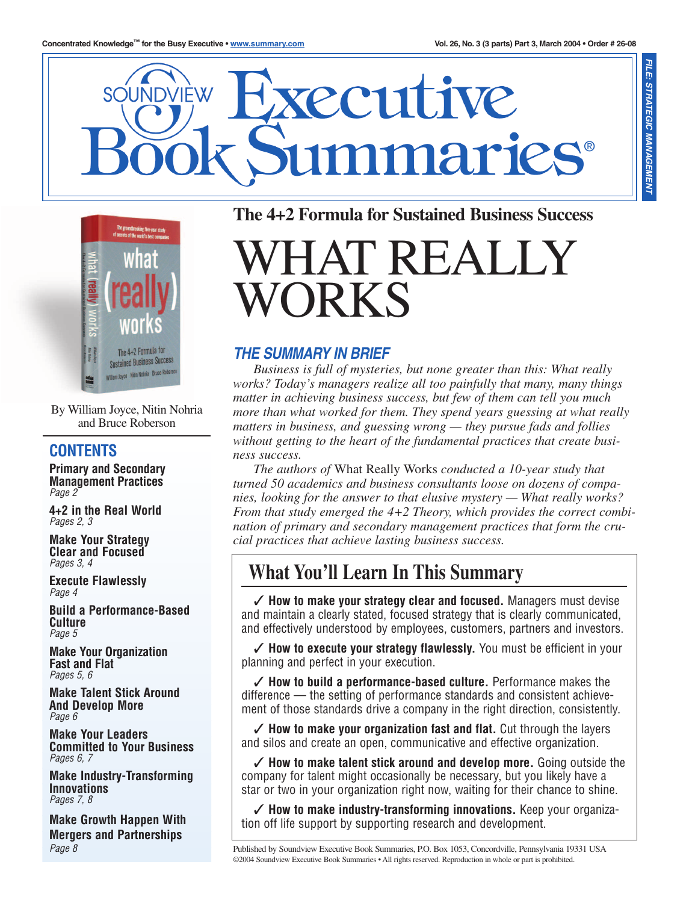Concentrated Knowledge™ for the Busy Executive • www.summary.com

Vol. 26, No. 3 (3 parts) Part 3, March 2004 • Order # 26-08

FILE: STRATEGIC MANAGEMENT

# Soundview Executive Book Summaries®

## The 4+2 Formula for Sustained Business Success

# WHAT REALLY WORKS

By William Joyce, Nitin Nohria and Bruce Roberson

## CONTENTS

**Primary and Secondary Management Practices**
*Page 2*

**4+2 in the Real World**
*Pages 2, 3*

**Make Your Strategy Clear and Focused**
*Pages 3, 4*

**Execute Flawlessly**
*Page 4*

**Build a Performance-Based Culture**
*Page 5*

**Make Your Organization Fast and Flat**
*Pages 5, 6*

**Make Talent Stick Around And Develop More**
*Page 6*

**Make Your Leaders Committed to Your Business**
*Pages 6, 7*

**Make Industry-Transforming Innovations**
*Pages 7, 8*

**Make Growth Happen With Mergers and Partnerships**
*Page 8*

## THE SUMMARY IN BRIEF

*Business is full of mysteries, but none greater than this: What really works? Today's managers realize all too painfully that many, many things matter in achieving business success, but few of them can tell you much more than what worked for them. They spend years guessing at what really matters in business, and guessing wrong — they pursue fads and follies without getting to the heart of the fundamental practices that create business success.*

*The authors of* What Really Works *conducted a 10-year study that turned 50 academics and business consultants loose on dozens of companies, looking for the answer to that elusive mystery — What really works? From that study emerged the 4+2 Theory, which provides the correct combination of primary and secondary management practices that form the crucial practices that achieve lasting business success.*

## What You'll Learn In This Summary

✓ **How to make your strategy clear and focused.** Managers must devise and maintain a clearly stated, focused strategy that is clearly communicated, and effectively understood by employees, customers, partners and investors.

✓ **How to execute your strategy flawlessly.** You must be efficient in your planning and perfect in your execution.

✓ **How to build a performance-based culture.** Performance makes the difference — the setting of performance standards and consistent achievement of those standards drive a company in the right direction, consistently.

✓ **How to make your organization fast and flat.** Cut through the layers and silos and create an open, communicative and effective organization.

✓ **How to make talent stick around and develop more.** Going outside the company for talent might occasionally be necessary, but you likely have a star or two in your organization right now, waiting for their chance to shine.

✓ **How to make industry-transforming innovations.** Keep your organization off life support by supporting research and development.

Published by Soundview Executive Book Summaries, P.O. Box 1053, Concordville, Pennsylvania 19331 USA
©2004 Soundview Executive Book Summaries • All rights reserved. Reproduction in whole or part is prohibited.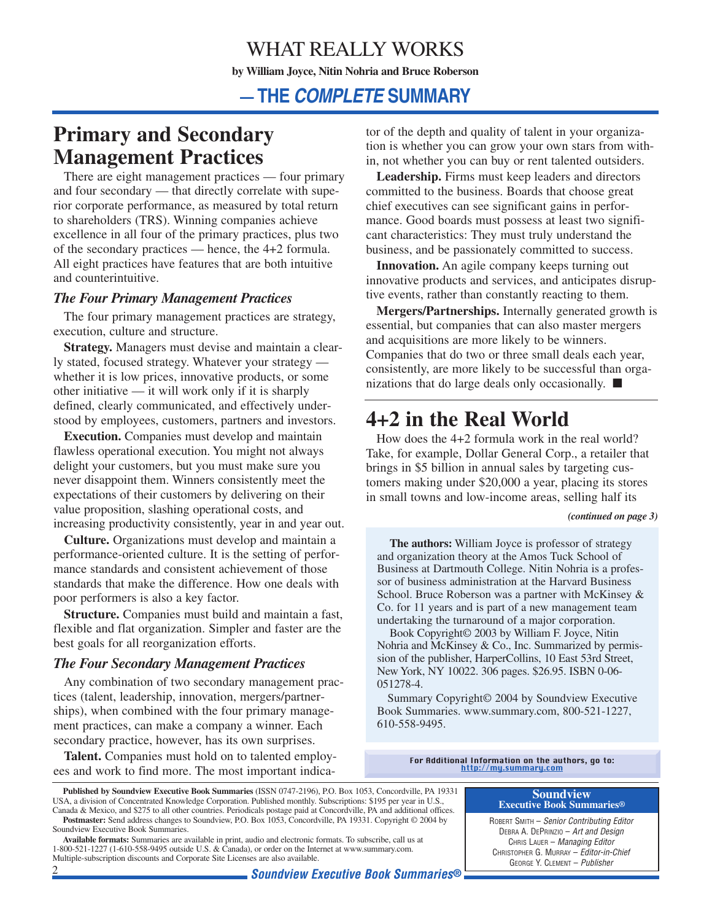# WHAT REALLY WORKS

**by William Joyce, Nitin Nohria and Bruce Roberson**

## — THE *COMPLETE* SUMMARY

## Primary and Secondary Management Practices

There are eight management practices — four primary and four secondary — that directly correlate with superior corporate performance, as measured by total return to shareholders (TRS). Winning companies achieve excellence in all four of the primary practices, plus two of the secondary practices — hence, the 4+2 formula. All eight practices have features that are both intuitive and counterintuitive.

### *The Four Primary Management Practices*

The four primary management practices are strategy, execution, culture and structure.

**Strategy.** Managers must devise and maintain a clearly stated, focused strategy. Whatever your strategy — whether it is low prices, innovative products, or some other initiative — it will work only if it is sharply defined, clearly communicated, and effectively understood by employees, customers, partners and investors.

**Execution.** Companies must develop and maintain flawless operational execution. You might not always delight your customers, but you must make sure you never disappoint them. Winners consistently meet the expectations of their customers by delivering on their value proposition, slashing operational costs, and increasing productivity consistently, year in and year out.

**Culture.** Organizations must develop and maintain a performance-oriented culture. It is the setting of performance standards and consistent achievement of those standards that make the difference. How one deals with poor performers is also a key factor.

**Structure.** Companies must build and maintain a fast, flexible and flat organization. Simpler and faster are the best goals for all reorganization efforts.

### *The Four Secondary Management Practices*

Any combination of two secondary management practices (talent, leadership, innovation, mergers/partnerships), when combined with the four primary management practices, can make a company a winner. Each secondary practice, however, has its own surprises.

**Talent.** Companies must hold on to talented employees and work to find more. The most important indicator of the depth and quality of talent in your organization is whether you can grow your own stars from within, not whether you can buy or rent talented outsiders.

**Leadership.** Firms must keep leaders and directors committed to the business. Boards that choose great chief executives can see significant gains in performance. Good boards must possess at least two significant characteristics: They must truly understand the business, and be passionately committed to success.

**Innovation.** An agile company keeps turning out innovative products and services, and anticipates disruptive events, rather than constantly reacting to them.

**Mergers/Partnerships.** Internally generated growth is essential, but companies that can also master mergers and acquisitions are more likely to be winners. Companies that do two or three small deals each year, consistently, are more likely to be successful than organizations that do large deals only occasionally. ■

## 4+2 in the Real World

How does the 4+2 formula work in the real world? Take, for example, Dollar General Corp., a retailer that brings in $5 billion in annual sales by targeting customers making under $20,000 a year, placing its stores in small towns and low-income areas, selling half its

*(continued on page 3)*

**The authors:** William Joyce is professor of strategy and organization theory at the Amos Tuck School of Business at Dartmouth College. Nitin Nohria is a professor of business administration at the Harvard Business School. Bruce Roberson was a partner with McKinsey & Co. for 11 years and is part of a new management team undertaking the turnaround of a major corporation.

Book Copyright© 2003 by William F. Joyce, Nitin Nohria and McKinsey & Co., Inc. Summarized by permission of the publisher, HarperCollins, 10 East 53rd Street, New York, NY 10022. 306 pages. $26.95. ISBN 0-06-051278-4.

Summary Copyright© 2004 by Soundview Executive Book Summaries. www.summary.com, 800-521-1227, 610-558-9495.

For Additional Information on the authors, go to: http://my.summary.com

**Published by Soundview Executive Book Summaries** (ISSN 0747-2196), P.O. Box 1053, Concordville, PA 19331 USA, a division of Concentrated Knowledge Corporation. Published monthly. Subscriptions: $195 per year in U.S., Canada & Mexico, and $275 to all other countries. Periodicals postage paid at Concordville, PA and additional offices.

**Postmaster:** Send address changes to Soundview, P.O. Box 1053, Concordville, PA 19331. Copyright © 2004 by Soundview Executive Book Summaries.

**Available formats:** Summaries are available in print, audio and electronic formats. To subscribe, call us at 1-800-521-1227 (1-610-558-9495 outside U.S. & Canada), or order on the Internet at www.summary.com. Multiple-subscription discounts and Corporate Site Licenses are also available.

**Soundview Executive Book Summaries®**

ROBERT SMITH – *Senior Contributing Editor*
DEBRA A. DEPRINZIO – *Art and Design*
CHRIS LAUER – *Managing Editor*
CHRISTOPHER G. MURRAY – *Editor-in-Chief*
GEORGE Y. CLEMENT – *Publisher*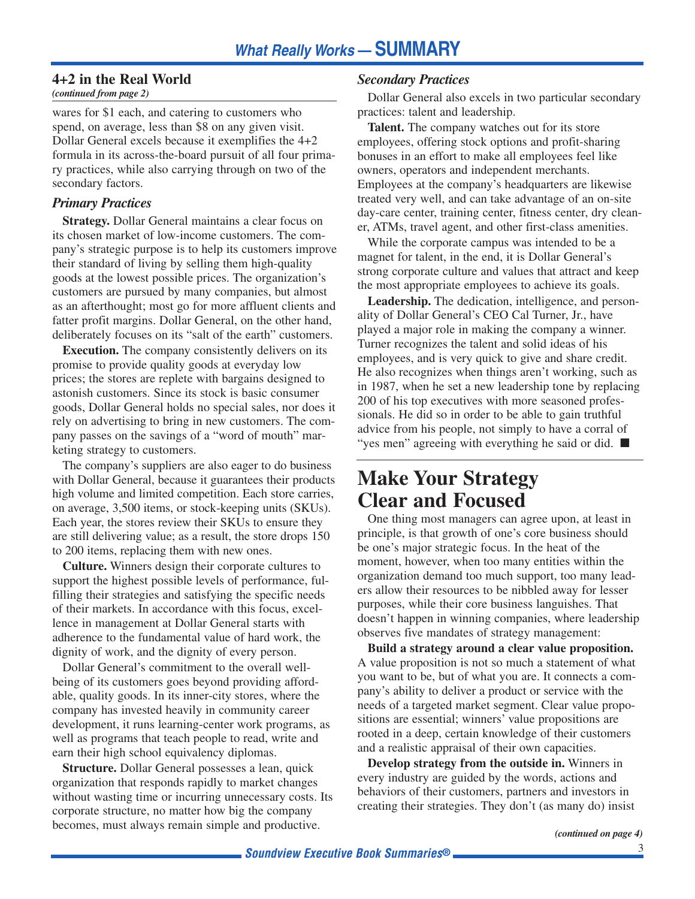### 4+2 in the Real World

*(continued from page 2)*

wares for $1 each, and catering to customers who spend, on average, less than $8 on any given visit. Dollar General excels because it exemplifies the 4+2 formula in its across-the-board pursuit of all four primary practices, while also carrying through on two of the secondary factors.

#### *Primary Practices*

**Strategy.** Dollar General maintains a clear focus on its chosen market of low-income customers. The company's strategic purpose is to help its customers improve their standard of living by selling them high-quality goods at the lowest possible prices. The organization's customers are pursued by many companies, but almost as an afterthought; most go for more affluent clients and fatter profit margins. Dollar General, on the other hand, deliberately focuses on its "salt of the earth" customers.

**Execution.** The company consistently delivers on its promise to provide quality goods at everyday low prices; the stores are replete with bargains designed to astonish customers. Since its stock is basic consumer goods, Dollar General holds no special sales, nor does it rely on advertising to bring in new customers. The company passes on the savings of a "word of mouth" marketing strategy to customers.

The company's suppliers are also eager to do business with Dollar General, because it guarantees their products high volume and limited competition. Each store carries, on average, 3,500 items, or stock-keeping units (SKUs). Each year, the stores review their SKUs to ensure they are still delivering value; as a result, the store drops 150 to 200 items, replacing them with new ones.

**Culture.** Winners design their corporate cultures to support the highest possible levels of performance, fulfilling their strategies and satisfying the specific needs of their markets. In accordance with this focus, excellence in management at Dollar General starts with adherence to the fundamental value of hard work, the dignity of work, and the dignity of every person.

Dollar General's commitment to the overall well-being of its customers goes beyond providing affordable, quality goods. In its inner-city stores, where the company has invested heavily in community career development, it runs learning-center work programs, as well as programs that teach people to read, write and earn their high school equivalency diplomas.

**Structure.** Dollar General possesses a lean, quick organization that responds rapidly to market changes without wasting time or incurring unnecessary costs. Its corporate structure, no matter how big the company becomes, must always remain simple and productive.

#### *Secondary Practices*

Dollar General also excels in two particular secondary practices: talent and leadership.

**Talent.** The company watches out for its store employees, offering stock options and profit-sharing bonuses in an effort to make all employees feel like owners, operators and independent merchants. Employees at the company's headquarters are likewise treated very well, and can take advantage of an on-site day-care center, training center, fitness center, dry cleaner, ATMs, travel agent, and other first-class amenities.

While the corporate campus was intended to be a magnet for talent, in the end, it is Dollar General's strong corporate culture and values that attract and keep the most appropriate employees to achieve its goals.

**Leadership.** The dedication, intelligence, and personality of Dollar General's CEO Cal Turner, Jr., have played a major role in making the company a winner. Turner recognizes the talent and solid ideas of his employees, and is very quick to give and share credit. He also recognizes when things aren't working, such as in 1987, when he set a new leadership tone by replacing 200 of his top executives with more seasoned professionals. He did so in order to be able to gain truthful advice from his people, not simply to have a corral of "yes men" agreeing with everything he said or did. ■

## Make Your Strategy Clear and Focused

One thing most managers can agree upon, at least in principle, is that growth of one's core business should be one's major strategic focus. In the heat of the moment, however, when too many entities within the organization demand too much support, too many leaders allow their resources to be nibbled away for lesser purposes, while their core business languishes. That doesn't happen in winning companies, where leadership observes five mandates of strategy management:

**Build a strategy around a clear value proposition.** A value proposition is not so much a statement of what you want to be, but of what you are. It connects a company's ability to deliver a product or service with the needs of a targeted market segment. Clear value propositions are essential; winners' value propositions are rooted in a deep, certain knowledge of their customers and a realistic appraisal of their own capacities.

**Develop strategy from the outside in.** Winners in every industry are guided by the words, actions and behaviors of their customers, partners and investors in creating their strategies. They don't (as many do) insist

*(continued on page 4)*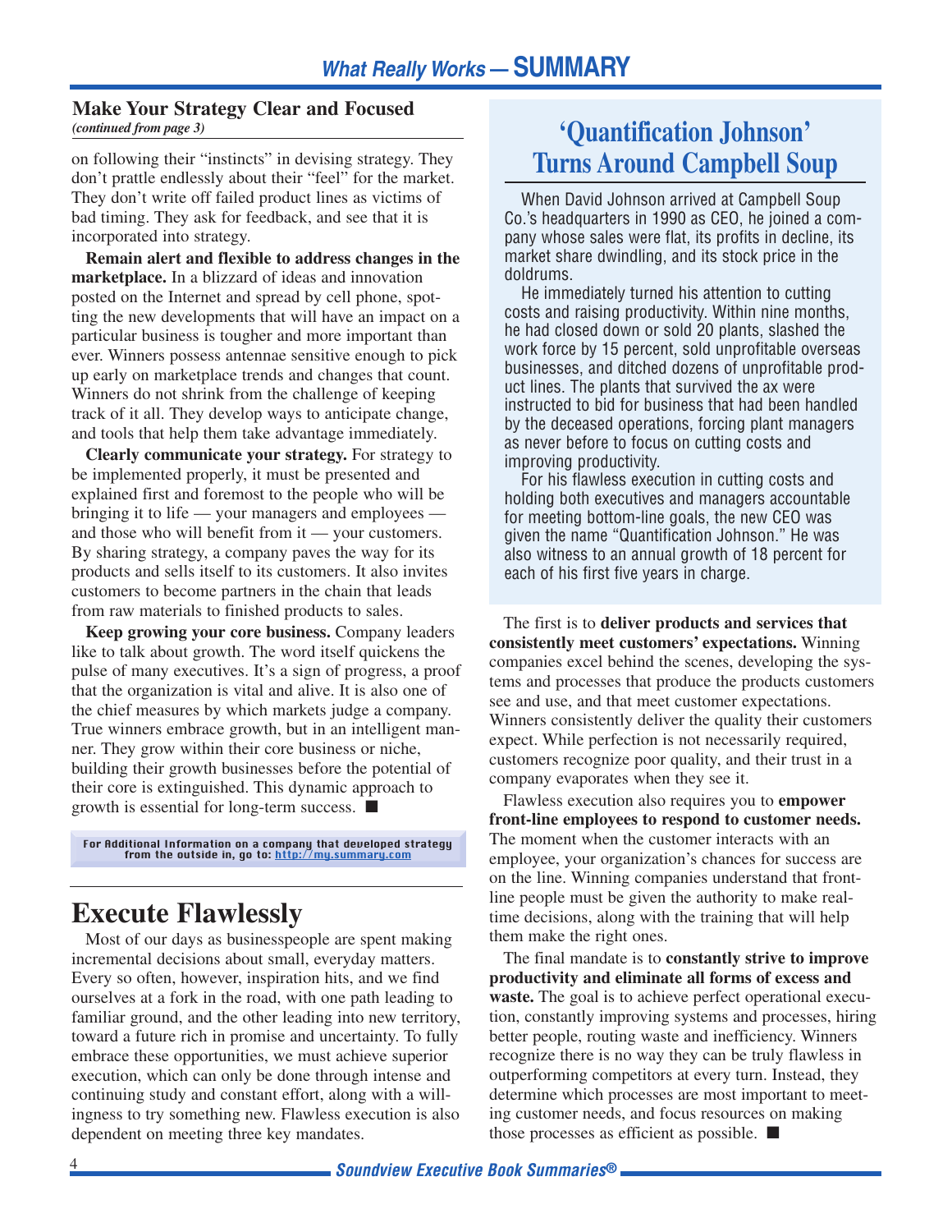## Make Your Strategy Clear and Focused

*(continued from page 3)*

on following their "instincts" in devising strategy. They don't prattle endlessly about their "feel" for the market. They don't write off failed product lines as victims of bad timing. They ask for feedback, and see that it is incorporated into strategy.

**Remain alert and flexible to address changes in the marketplace.** In a blizzard of ideas and innovation posted on the Internet and spread by cell phone, spotting the new developments that will have an impact on a particular business is tougher and more important than ever. Winners possess antennae sensitive enough to pick up early on marketplace trends and changes that count. Winners do not shrink from the challenge of keeping track of it all. They develop ways to anticipate change, and tools that help them take advantage immediately.

**Clearly communicate your strategy.** For strategy to be implemented properly, it must be presented and explained first and foremost to the people who will be bringing it to life — your managers and employees — and those who will benefit from it — your customers. By sharing strategy, a company paves the way for its products and sells itself to its customers. It also invites customers to become partners in the chain that leads from raw materials to finished products to sales.

**Keep growing your core business.** Company leaders like to talk about growth. The word itself quickens the pulse of many executives. It's a sign of progress, a proof that the organization is vital and alive. It is also one of the chief measures by which markets judge a company. True winners embrace growth, but in an intelligent manner. They grow within their core business or niche, building their growth businesses before the potential of their core is extinguished. This dynamic approach to growth is essential for long-term success. ■

For Additional Information on a company that developed strategy from the outside in, go to: http://my.summary.com

## Execute Flawlessly

Most of our days as businesspeople are spent making incremental decisions about small, everyday matters. Every so often, however, inspiration hits, and we find ourselves at a fork in the road, with one path leading to familiar ground, and the other leading into new territory, toward a future rich in promise and uncertainty. To fully embrace these opportunities, we must achieve superior execution, which can only be done through intense and continuing study and constant effort, along with a willingness to try something new. Flawless execution is also dependent on meeting three key mandates.

### 'Quantification Johnson' Turns Around Campbell Soup

When David Johnson arrived at Campbell Soup Co.'s headquarters in 1990 as CEO, he joined a company whose sales were flat, its profits in decline, its market share dwindling, and its stock price in the doldrums.

He immediately turned his attention to cutting costs and raising productivity. Within nine months, he had closed down or sold 20 plants, slashed the work force by 15 percent, sold unprofitable overseas businesses, and ditched dozens of unprofitable product lines. The plants that survived the ax were instructed to bid for business that had been handled by the deceased operations, forcing plant managers as never before to focus on cutting costs and improving productivity.

For his flawless execution in cutting costs and holding both executives and managers accountable for meeting bottom-line goals, the new CEO was given the name "Quantification Johnson." He was also witness to an annual growth of 18 percent for each of his first five years in charge.

The first is to **deliver products and services that consistently meet customers' expectations.** Winning companies excel behind the scenes, developing the systems and processes that produce the products customers see and use, and that meet customer expectations. Winners consistently deliver the quality their customers expect. While perfection is not necessarily required, customers recognize poor quality, and their trust in a company evaporates when they see it.

Flawless execution also requires you to **empower front-line employees to respond to customer needs.** The moment when the customer interacts with an employee, your organization's chances for success are on the line. Winning companies understand that front-line people must be given the authority to make real-time decisions, along with the training that will help them make the right ones.

The final mandate is to **constantly strive to improve productivity and eliminate all forms of excess and waste.** The goal is to achieve perfect operational execution, constantly improving systems and processes, hiring better people, routing waste and inefficiency. Winners recognize there is no way they can be truly flawless in outperforming competitors at every turn. Instead, they determine which processes are most important to meeting customer needs, and focus resources on making those processes as efficient as possible. ■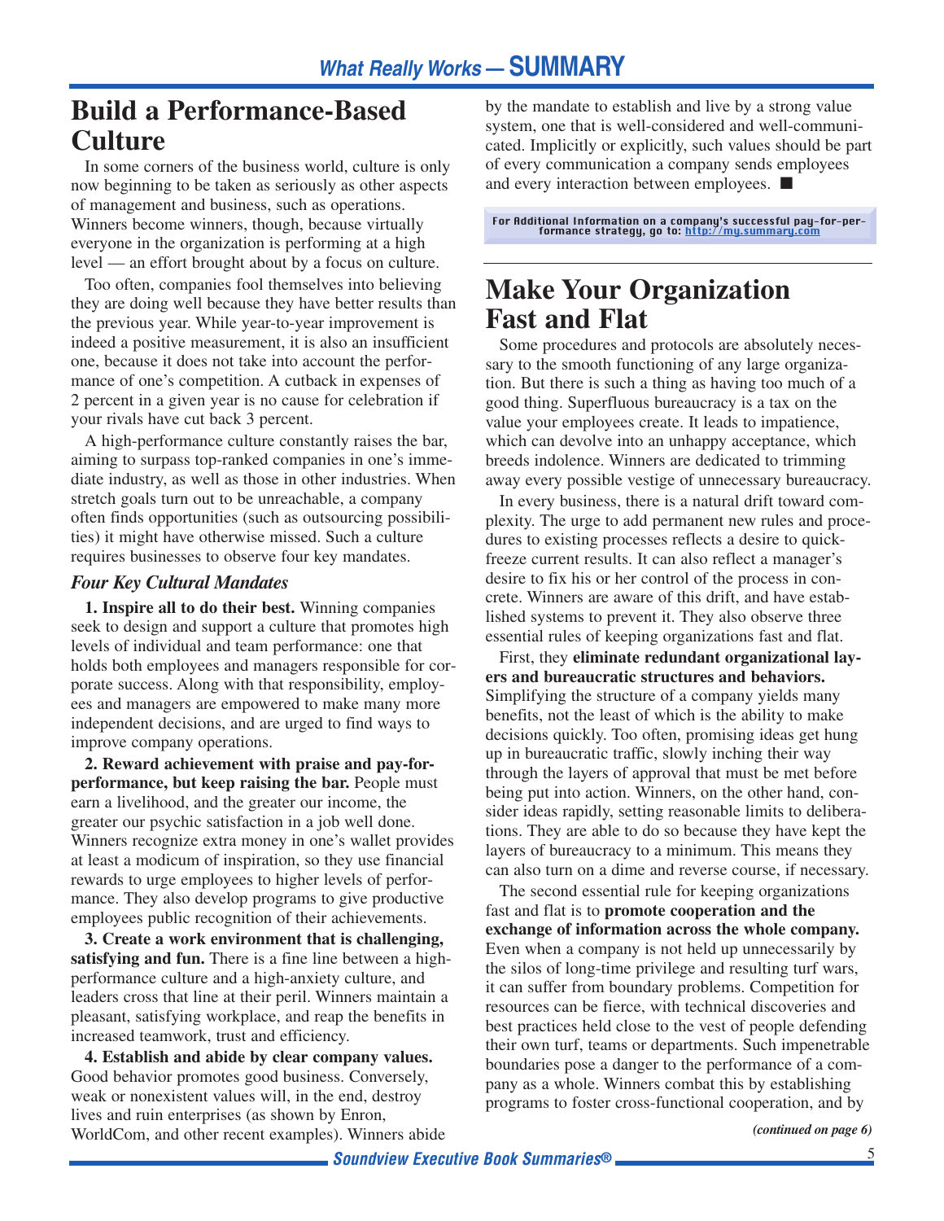# Build a Performance-Based Culture

In some corners of the business world, culture is only now beginning to be taken as seriously as other aspects of management and business, such as operations. Winners become winners, though, because virtually everyone in the organization is performing at a high level — an effort brought about by a focus on culture.

Too often, companies fool themselves into believing they are doing well because they have better results than the previous year. While year-to-year improvement is indeed a positive measurement, it is also an insufficient one, because it does not take into account the performance of one's competition. A cutback in expenses of 2 percent in a given year is no cause for celebration if your rivals have cut back 3 percent.

A high-performance culture constantly raises the bar, aiming to surpass top-ranked companies in one's immediate industry, as well as those in other industries. When stretch goals turn out to be unreachable, a company often finds opportunities (such as outsourcing possibilities) it might have otherwise missed. Such a culture requires businesses to observe four key mandates.

### *Four Key Cultural Mandates*

**1. Inspire all to do their best.** Winning companies seek to design and support a culture that promotes high levels of individual and team performance: one that holds both employees and managers responsible for corporate success. Along with that responsibility, employees and managers are empowered to make many more independent decisions, and are urged to find ways to improve company operations.

**2. Reward achievement with praise and pay-for-performance, but keep raising the bar.** People must earn a livelihood, and the greater our income, the greater our psychic satisfaction in a job well done. Winners recognize extra money in one's wallet provides at least a modicum of inspiration, so they use financial rewards to urge employees to higher levels of performance. They also develop programs to give productive employees public recognition of their achievements.

**3. Create a work environment that is challenging, satisfying and fun.** There is a fine line between a high-performance culture and a high-anxiety culture, and leaders cross that line at their peril. Winners maintain a pleasant, satisfying workplace, and reap the benefits in increased teamwork, trust and efficiency.

**4. Establish and abide by clear company values.** Good behavior promotes good business. Conversely, weak or nonexistent values will, in the end, destroy lives and ruin enterprises (as shown by Enron, WorldCom, and other recent examples). Winners abide by the mandate to establish and live by a strong value system, one that is well-considered and well-communicated. Implicitly or explicitly, such values should be part of every communication a company sends employees and every interaction between employees. ■

For Additional Information on a company's successful pay-for-performance strategy, go to: http://my.summary.com

# Make Your Organization Fast and Flat

Some procedures and protocols are absolutely necessary to the smooth functioning of any large organization. But there is such a thing as having too much of a good thing. Superfluous bureaucracy is a tax on the value your employees create. It leads to impatience, which can devolve into an unhappy acceptance, which breeds indolence. Winners are dedicated to trimming away every possible vestige of unnecessary bureaucracy.

In every business, there is a natural drift toward complexity. The urge to add permanent new rules and procedures to existing processes reflects a desire to quick-freeze current results. It can also reflect a manager's desire to fix his or her control of the process in concrete. Winners are aware of this drift, and have established systems to prevent it. They also observe three essential rules of keeping organizations fast and flat.

First, they **eliminate redundant organizational layers and bureaucratic structures and behaviors.** Simplifying the structure of a company yields many benefits, not the least of which is the ability to make decisions quickly. Too often, promising ideas get hung up in bureaucratic traffic, slowly inching their way through the layers of approval that must be met before being put into action. Winners, on the other hand, consider ideas rapidly, setting reasonable limits to deliberations. They are able to do so because they have kept the layers of bureaucracy to a minimum. This means they can also turn on a dime and reverse course, if necessary.

The second essential rule for keeping organizations fast and flat is to **promote cooperation and the exchange of information across the whole company.** Even when a company is not held up unnecessarily by the silos of long-time privilege and resulting turf wars, it can suffer from boundary problems. Competition for resources can be fierce, with technical discoveries and best practices held close to the vest of people defending their own turf, teams or departments. Such impenetrable boundaries pose a danger to the performance of a company as a whole. Winners combat this by establishing programs to foster cross-functional cooperation, and by

*(continued on page 6)*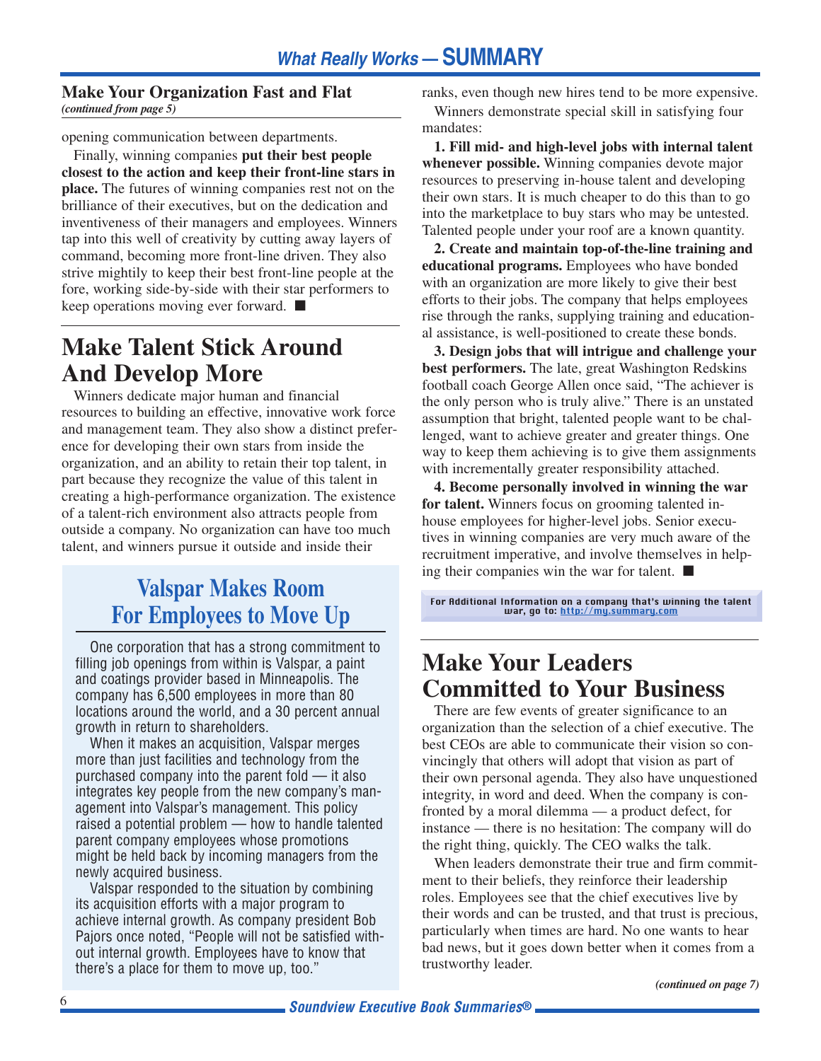### Make Your Organization Fast and Flat

*(continued from page 5)*

opening communication between departments.

Finally, winning companies **put their best people closest to the action and keep their front-line stars in place.** The futures of winning companies rest not on the brilliance of their executives, but on the dedication and inventiveness of their managers and employees. Winners tap into this well of creativity by cutting away layers of command, becoming more front-line driven. They also strive mightily to keep their best front-line people at the fore, working side-by-side with their star performers to keep operations moving ever forward. ■

## Make Talent Stick Around And Develop More

Winners dedicate major human and financial resources to building an effective, innovative work force and management team. They also show a distinct preference for developing their own stars from inside the organization, and an ability to retain their top talent, in part because they recognize the value of this talent in creating a high-performance organization. The existence of a talent-rich environment also attracts people from outside a company. No organization can have too much talent, and winners pursue it outside and inside their ranks, even though new hires tend to be more expensive.

Winners demonstrate special skill in satisfying four mandates:

**1. Fill mid- and high-level jobs with internal talent whenever possible.** Winning companies devote major resources to preserving in-house talent and developing their own stars. It is much cheaper to do this than to go into the marketplace to buy stars who may be untested. Talented people under your roof are a known quantity.

**2. Create and maintain top-of-the-line training and educational programs.** Employees who have bonded with an organization are more likely to give their best efforts to their jobs. The company that helps employees rise through the ranks, supplying training and educational assistance, is well-positioned to create these bonds.

**3. Design jobs that will intrigue and challenge your best performers.** The late, great Washington Redskins football coach George Allen once said, "The achiever is the only person who is truly alive." There is an unstated assumption that bright, talented people want to be challenged, want to achieve greater and greater things. One way to keep them achieving is to give them assignments with incrementally greater responsibility attached.

**4. Become personally involved in winning the war for talent.** Winners focus on grooming talented in-house employees for higher-level jobs. Senior executives in winning companies are very much aware of the recruitment imperative, and involve themselves in helping their companies win the war for talent. ■

### Valspar Makes Room For Employees to Move Up

One corporation that has a strong commitment to filling job openings from within is Valspar, a paint and coatings provider based in Minneapolis. The company has 6,500 employees in more than 80 locations around the world, and a 30 percent annual growth in return to shareholders.

When it makes an acquisition, Valspar merges more than just facilities and technology from the purchased company into the parent fold — it also integrates key people from the new company's management into Valspar's management. This policy raised a potential problem — how to handle talented parent company employees whose promotions might be held back by incoming managers from the newly acquired business.

Valspar responded to the situation by combining its acquisition efforts with a major program to achieve internal growth. As company president Bob Pajors once noted, "People will not be satisfied without internal growth. Employees have to know that there's a place for them to move up, too."

For Additional Information on a company that's winning the talent war, go to: http://my.summary.com

## Make Your Leaders Committed to Your Business

There are few events of greater significance to an organization than the selection of a chief executive. The best CEOs are able to communicate their vision so convincingly that others will adopt that vision as part of their own personal agenda. They also have unquestioned integrity, in word and deed. When the company is confronted by a moral dilemma — a product defect, for instance — there is no hesitation: The company will do the right thing, quickly. The CEO walks the talk.

When leaders demonstrate their true and firm commitment to their beliefs, they reinforce their leadership roles. Employees see that the chief executives live by their words and can be trusted, and that trust is precious, particularly when times are hard. No one wants to hear bad news, but it goes down better when it comes from a trustworthy leader.

*(continued on page 7)*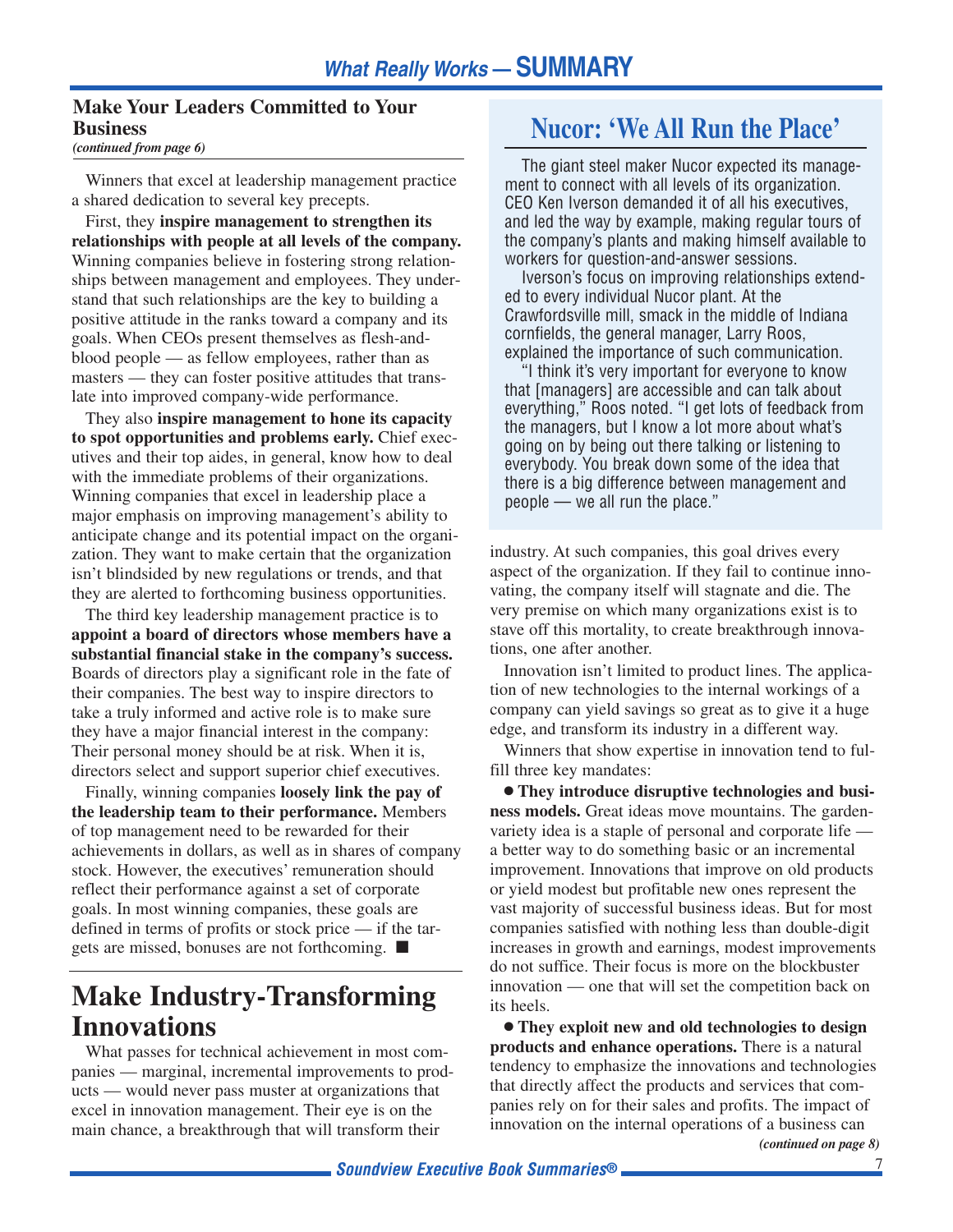### Make Your Leaders Committed to Your Business

*(continued from page 6)*

Winners that excel at leadership management practice a shared dedication to several key precepts.

First, they **inspire management to strengthen its relationships with people at all levels of the company.** Winning companies believe in fostering strong relationships between management and employees. They understand that such relationships are the key to building a positive attitude in the ranks toward a company and its goals. When CEOs present themselves as flesh-and-blood people — as fellow employees, rather than as masters — they can foster positive attitudes that translate into improved company-wide performance.

They also **inspire management to hone its capacity to spot opportunities and problems early.** Chief executives and their top aides, in general, know how to deal with the immediate problems of their organizations. Winning companies that excel in leadership place a major emphasis on improving management's ability to anticipate change and its potential impact on the organization. They want to make certain that the organization isn't blindsided by new regulations or trends, and that they are alerted to forthcoming business opportunities.

The third key leadership management practice is to **appoint a board of directors whose members have a substantial financial stake in the company's success.** Boards of directors play a significant role in the fate of their companies. The best way to inspire directors to take a truly informed and active role is to make sure they have a major financial interest in the company: Their personal money should be at risk. When it is, directors select and support superior chief executives.

Finally, winning companies **loosely link the pay of the leadership team to their performance.** Members of top management need to be rewarded for their achievements in dollars, as well as in shares of company stock. However, the executives' remuneration should reflect their performance against a set of corporate goals. In most winning companies, these goals are defined in terms of profits or stock price — if the targets are missed, bonuses are not forthcoming. ■

## Nucor: 'We All Run the Place'

The giant steel maker Nucor expected its management to connect with all levels of its organization. CEO Ken Iverson demanded it of all his executives, and led the way by example, making regular tours of the company's plants and making himself available to workers for question-and-answer sessions.

Iverson's focus on improving relationships extended to every individual Nucor plant. At the Crawfordsville mill, smack in the middle of Indiana cornfields, the general manager, Larry Roos, explained the importance of such communication.

"I think it's very important for everyone to know that [managers] are accessible and can talk about everything," Roos noted. "I get lots of feedback from the managers, but I know a lot more about what's going on by being out there talking or listening to everybody. You break down some of the idea that there is a big difference between management and people — we all run the place."

## Make Industry-Transforming Innovations

What passes for technical achievement in most companies — marginal, incremental improvements to products — would never pass muster at organizations that excel in innovation management. Their eye is on the main chance, a breakthrough that will transform their industry. At such companies, this goal drives every aspect of the organization. If they fail to continue innovating, the company itself will stagnate and die. The very premise on which many organizations exist is to stave off this mortality, to create breakthrough innovations, one after another.

Innovation isn't limited to product lines. The application of new technologies to the internal workings of a company can yield savings so great as to give it a huge edge, and transform its industry in a different way.

Winners that show expertise in innovation tend to fulfill three key mandates:

- **They introduce disruptive technologies and business models.** Great ideas move mountains. The garden-variety idea is a staple of personal and corporate life — a better way to do something basic or an incremental improvement. Innovations that improve on old products or yield modest but profitable new ones represent the vast majority of successful business ideas. But for most companies satisfied with nothing less than double-digit increases in growth and earnings, modest improvements do not suffice. Their focus is more on the blockbuster innovation — one that will set the competition back on its heels.

- **They exploit new and old technologies to design products and enhance operations.** There is a natural tendency to emphasize the innovations and technologies that directly affect the products and services that companies rely on for their sales and profits. The impact of innovation on the internal operations of a business can

*(continued on page 8)*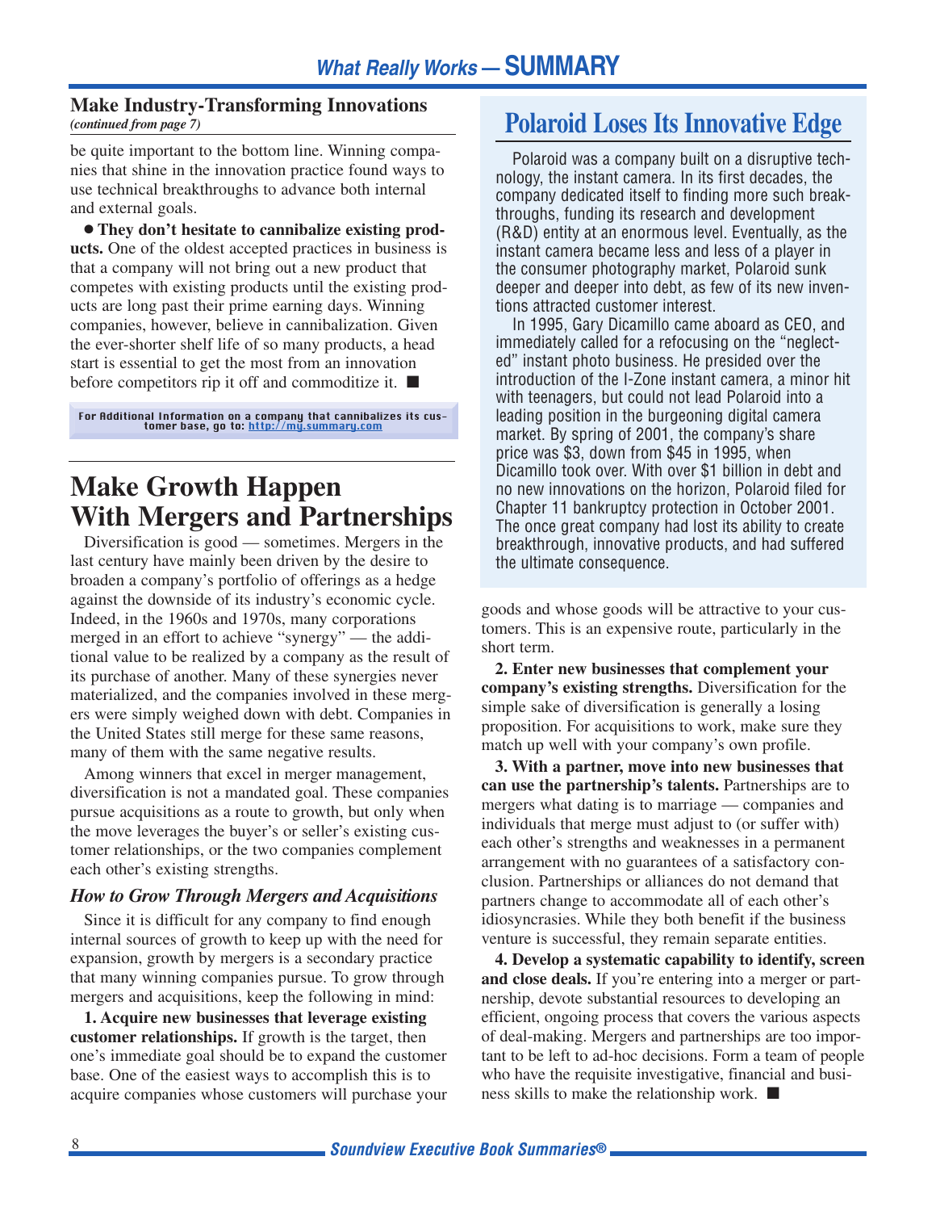## Make Industry-Transforming Innovations

*(continued from page 7)*

be quite important to the bottom line. Winning companies that shine in the innovation practice found ways to use technical breakthroughs to advance both internal and external goals.

- **They don't hesitate to cannibalize existing products.** One of the oldest accepted practices in business is that a company will not bring out a new product that competes with existing products until the existing products are long past their prime earning days. Winning companies, however, believe in cannibalization. Given the ever-shorter shelf life of so many products, a head start is essential to get the most from an innovation before competitors rip it off and commoditize it. ■

For Additional Information on a company that cannibalizes its customer base, go to: http://my.summary.com

# Make Growth Happen With Mergers and Partnerships

Diversification is good — sometimes. Mergers in the last century have mainly been driven by the desire to broaden a company's portfolio of offerings as a hedge against the downside of its industry's economic cycle. Indeed, in the 1960s and 1970s, many corporations merged in an effort to achieve "synergy" — the additional value to be realized by a company as the result of its purchase of another. Many of these synergies never materialized, and the companies involved in these mergers were simply weighed down with debt. Companies in the United States still merge for these same reasons, many of them with the same negative results.

Among winners that excel in merger management, diversification is not a mandated goal. These companies pursue acquisitions as a route to growth, but only when the move leverages the buyer's or seller's existing customer relationships, or the two companies complement each other's existing strengths.

### *How to Grow Through Mergers and Acquisitions*

Since it is difficult for any company to find enough internal sources of growth to keep up with the need for expansion, growth by mergers is a secondary practice that many winning companies pursue. To grow through mergers and acquisitions, keep the following in mind:

**1. Acquire new businesses that leverage existing customer relationships.** If growth is the target, then one's immediate goal should be to expand the customer base. One of the easiest ways to accomplish this is to acquire companies whose customers will purchase your goods and whose goods will be attractive to your customers. This is an expensive route, particularly in the short term.

**2. Enter new businesses that complement your company's existing strengths.** Diversification for the simple sake of diversification is generally a losing proposition. For acquisitions to work, make sure they match up well with your company's own profile.

**3. With a partner, move into new businesses that can use the partnership's talents.** Partnerships are to mergers what dating is to marriage — companies and individuals that merge must adjust to (or suffer with) each other's strengths and weaknesses in a permanent arrangement with no guarantees of a satisfactory conclusion. Partnerships or alliances do not demand that partners change to accommodate all of each other's idiosyncrasies. While they both benefit if the business venture is successful, they remain separate entities.

**4. Develop a systematic capability to identify, screen and close deals.** If you're entering into a merger or partnership, devote substantial resources to developing an efficient, ongoing process that covers the various aspects of deal-making. Mergers and partnerships are too important to be left to ad-hoc decisions. Form a team of people who have the requisite investigative, financial and business skills to make the relationship work. ■

## Polaroid Loses Its Innovative Edge

Polaroid was a company built on a disruptive technology, the instant camera. In its first decades, the company dedicated itself to finding more such breakthroughs, funding its research and development (R&D) entity at an enormous level. Eventually, as the instant camera became less and less of a player in the consumer photography market, Polaroid sunk deeper and deeper into debt, as few of its new inventions attracted customer interest.

In 1995, Gary Dicamillo came aboard as CEO, and immediately called for a refocusing on the "neglected" instant photo business. He presided over the introduction of the I-Zone instant camera, a minor hit with teenagers, but could not lead Polaroid into a leading position in the burgeoning digital camera market. By spring of 2001, the company's share price was $3, down from $45 in 1995, when Dicamillo took over. With over $1 billion in debt and no new innovations on the horizon, Polaroid filed for Chapter 11 bankruptcy protection in October 2001. The once great company had lost its ability to create breakthrough, innovative products, and had suffered the ultimate consequence.